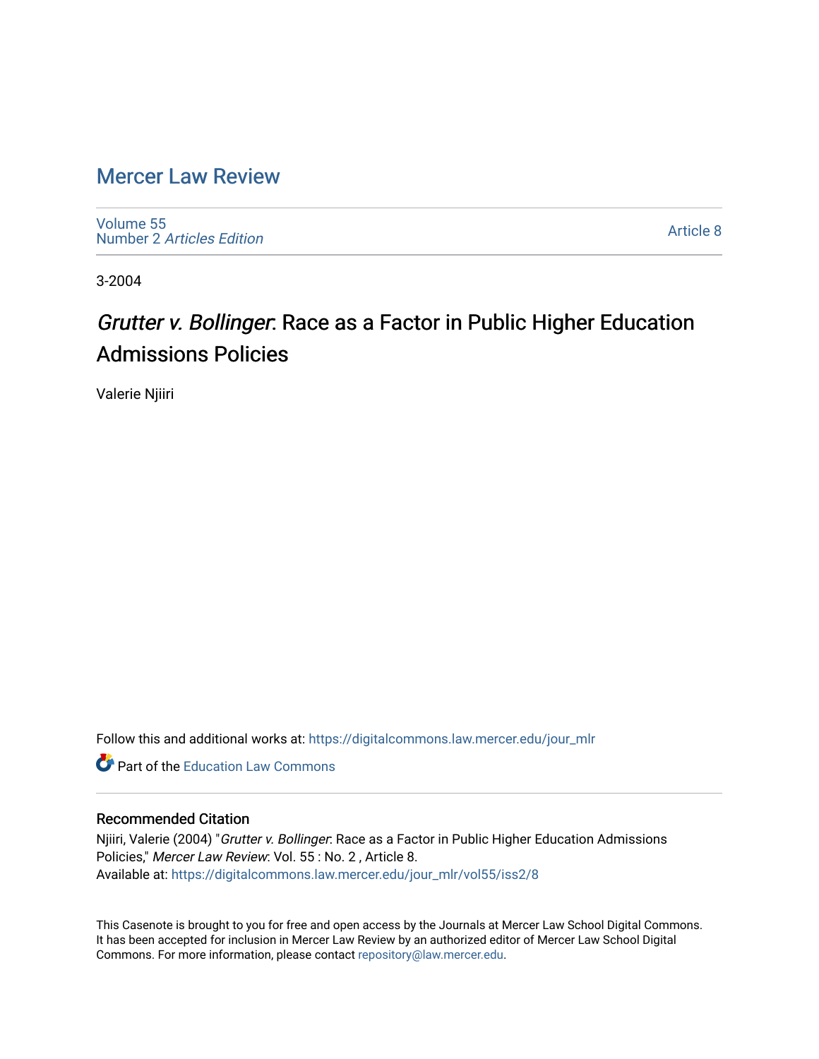# Mercer Law Review

Volume 55
Number 2 *Articles Edition*

Article 8

3-2004

## *Grutter v. Bollinger*: Race as a Factor in Public Higher Education Admissions Policies

Valerie Njiiri

Follow this and additional works at: https://digitalcommons.law.mercer.edu/jour_mlr

Part of the Education Law Commons

### Recommended Citation

Njiiri, Valerie (2004) "*Grutter v. Bollinger*: Race as a Factor in Public Higher Education Admissions Policies," *Mercer Law Review*: Vol. 55 : No. 2 , Article 8.
Available at: https://digitalcommons.law.mercer.edu/jour_mlr/vol55/iss2/8

This Casenote is brought to you for free and open access by the Journals at Mercer Law School Digital Commons. It has been accepted for inclusion in Mercer Law Review by an authorized editor of Mercer Law School Digital Commons. For more information, please contact repository@law.mercer.edu.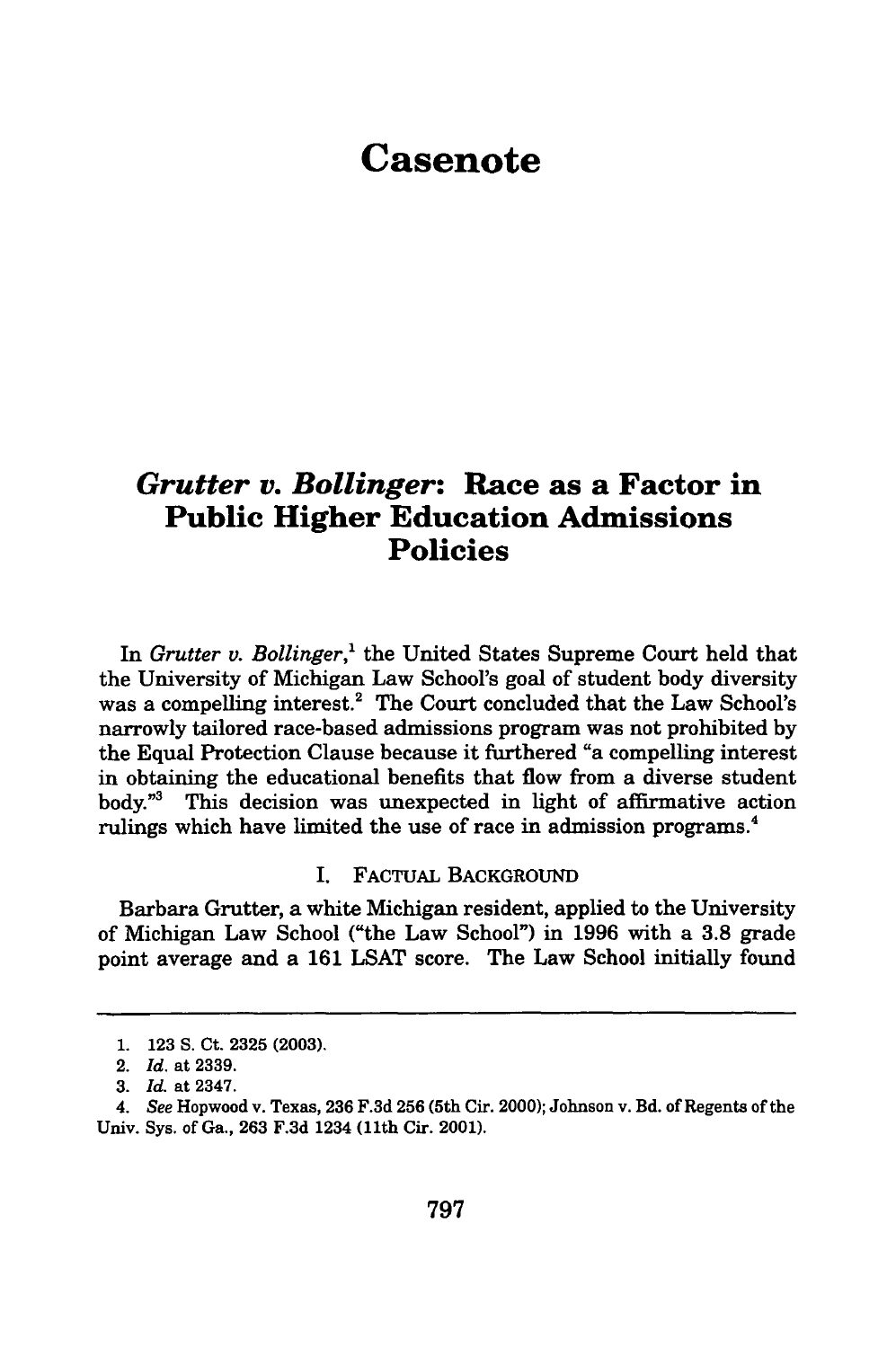# Casenote

## *Grutter v. Bollinger*: Race as a Factor in Public Higher Education Admissions Policies

In *Grutter v. Bollinger*,[1] the United States Supreme Court held that the University of Michigan Law School's goal of student body diversity was a compelling interest.[2] The Court concluded that the Law School's narrowly tailored race-based admissions program was not prohibited by the Equal Protection Clause because it furthered "a compelling interest in obtaining the educational benefits that flow from a diverse student body."[3] This decision was unexpected in light of affirmative action rulings which have limited the use of race in admission programs.[4]

### I. FACTUAL BACKGROUND

Barbara Grutter, a white Michigan resident, applied to the University of Michigan Law School ("the Law School") in 1996 with a 3.8 grade point average and a 161 LSAT score. The Law School initially found

---

1. 123 S. Ct. 2325 (2003).
2. *Id.* at 2339.
3. *Id.* at 2347.
4. *See* Hopwood v. Texas, 236 F.3d 256 (5th Cir. 2000); Johnson v. Bd. of Regents of the Univ. Sys. of Ga., 263 F.3d 1234 (11th Cir. 2001).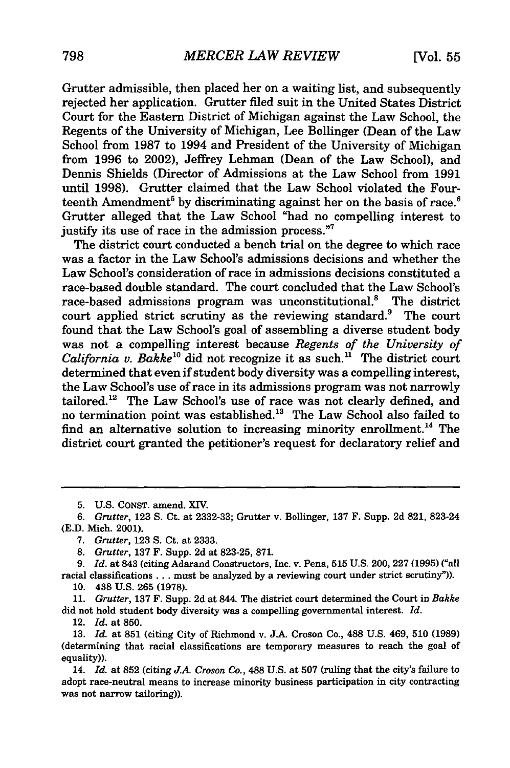Grutter admissible, then placed her on a waiting list, and subsequently rejected her application. Grutter filed suit in the United States District Court for the Eastern District of Michigan against the Law School, the Regents of the University of Michigan, Lee Bollinger (Dean of the Law School from 1987 to 1994 and President of the University of Michigan from 1996 to 2002), Jeffrey Lehman (Dean of the Law School), and Dennis Shields (Director of Admissions at the Law School from 1991 until 1998). Grutter claimed that the Law School violated the Fourteenth Amendment[5] by discriminating against her on the basis of race.[6] Grutter alleged that the Law School "had no compelling interest to justify its use of race in the admission process."[7]

The district court conducted a bench trial on the degree to which race was a factor in the Law School's admissions decisions and whether the Law School's consideration of race in admissions decisions constituted a race-based double standard. The court concluded that the Law School's race-based admissions program was unconstitutional.[8] The district court applied strict scrutiny as the reviewing standard.[9] The court found that the Law School's goal of assembling a diverse student body was not a compelling interest because *Regents of the University of California v. Bakke*[10] did not recognize it as such.[11] The district court determined that even if student body diversity was a compelling interest, the Law School's use of race in its admissions program was not narrowly tailored.[12] The Law School's use of race was not clearly defined, and no termination point was established.[13] The Law School also failed to find an alternative solution to increasing minority enrollment.[14] The district court granted the petitioner's request for declaratory relief and

---

5. U.S. CONST. amend. XIV.

6. *Grutter*, 123 S. Ct. at 2332-33; Grutter v. Bollinger, 137 F. Supp. 2d 821, 823-24 (E.D. Mich. 2001).

7. *Grutter*, 123 S. Ct. at 2333.

8. *Grutter*, 137 F. Supp. 2d at 823-25, 871.

9. *Id.* at 843 (citing Adarand Constructors, Inc. v. Pena, 515 U.S. 200, 227 (1995) ("all racial classifications . . . must be analyzed by a reviewing court under strict scrutiny")).

10. 438 U.S. 265 (1978).

11. *Grutter*, 137 F. Supp. 2d at 844. The district court determined the Court in *Bakke* did not hold student body diversity was a compelling governmental interest. *Id.*

12. *Id.* at 850.

13. *Id.* at 851 (citing City of Richmond v. J.A. Croson Co., 488 U.S. 469, 510 (1989) (determining that racial classifications are temporary measures to reach the goal of equality)).

14. *Id.* at 852 (citing *J.A. Croson Co.*, 488 U.S. at 507 (ruling that the city's failure to adopt race-neutral means to increase minority business participation in city contracting was not narrow tailoring)).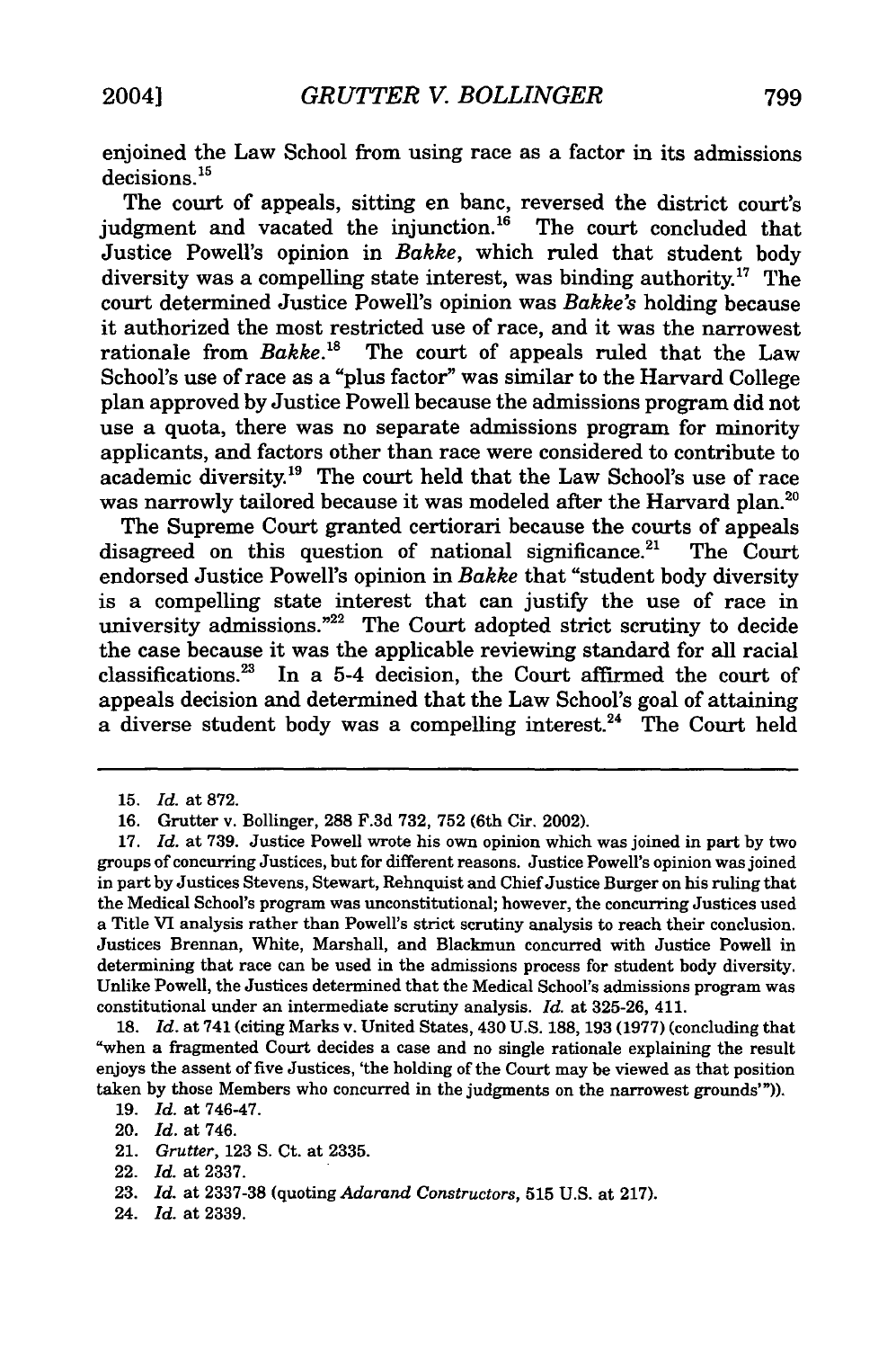enjoined the Law School from using race as a factor in its admissions decisions.[15]

The court of appeals, sitting en banc, reversed the district court's judgment and vacated the injunction.[16] The court concluded that Justice Powell's opinion in *Bakke*, which ruled that student body diversity was a compelling state interest, was binding authority.[17] The court determined Justice Powell's opinion was *Bakke's* holding because it authorized the most restricted use of race, and it was the narrowest rationale from *Bakke*.[18] The court of appeals ruled that the Law School's use of race as a "plus factor" was similar to the Harvard College plan approved by Justice Powell because the admissions program did not use a quota, there was no separate admissions program for minority applicants, and factors other than race were considered to contribute to academic diversity.[19] The court held that the Law School's use of race was narrowly tailored because it was modeled after the Harvard plan.[20]

The Supreme Court granted certiorari because the courts of appeals disagreed on this question of national significance.[21] The Court endorsed Justice Powell's opinion in *Bakke* that "student body diversity is a compelling state interest that can justify the use of race in university admissions."[22] The Court adopted strict scrutiny to decide the case because it was the applicable reviewing standard for all racial classifications.[23] In a 5-4 decision, the Court affirmed the court of appeals decision and determined that the Law School's goal of attaining a diverse student body was a compelling interest.[24] The Court held

---

15. *Id.* at 872.

16. Grutter v. Bollinger, 288 F.3d 732, 752 (6th Cir. 2002).

17. *Id.* at 739. Justice Powell wrote his own opinion which was joined in part by two groups of concurring Justices, but for different reasons. Justice Powell's opinion was joined in part by Justices Stevens, Stewart, Rehnquist and Chief Justice Burger on his ruling that the Medical School's program was unconstitutional; however, the concurring Justices used a Title VI analysis rather than Powell's strict scrutiny analysis to reach their conclusion. Justices Brennan, White, Marshall, and Blackmun concurred with Justice Powell in determining that race can be used in the admissions process for student body diversity. Unlike Powell, the Justices determined that the Medical School's admissions program was constitutional under an intermediate scrutiny analysis. *Id.* at 325-26, 411.

18. *Id.* at 741 (citing Marks v. United States, 430 U.S. 188, 193 (1977) (concluding that "when a fragmented Court decides a case and no single rationale explaining the result enjoys the assent of five Justices, 'the holding of the Court may be viewed as that position taken by those Members who concurred in the judgments on the narrowest grounds'")).

19. *Id.* at 746-47.

20. *Id.* at 746.

21. *Grutter*, 123 S. Ct. at 2335.

22. *Id.* at 2337.

23. *Id.* at 2337-38 (quoting *Adarand Constructors*, 515 U.S. at 217).

24. *Id.* at 2339.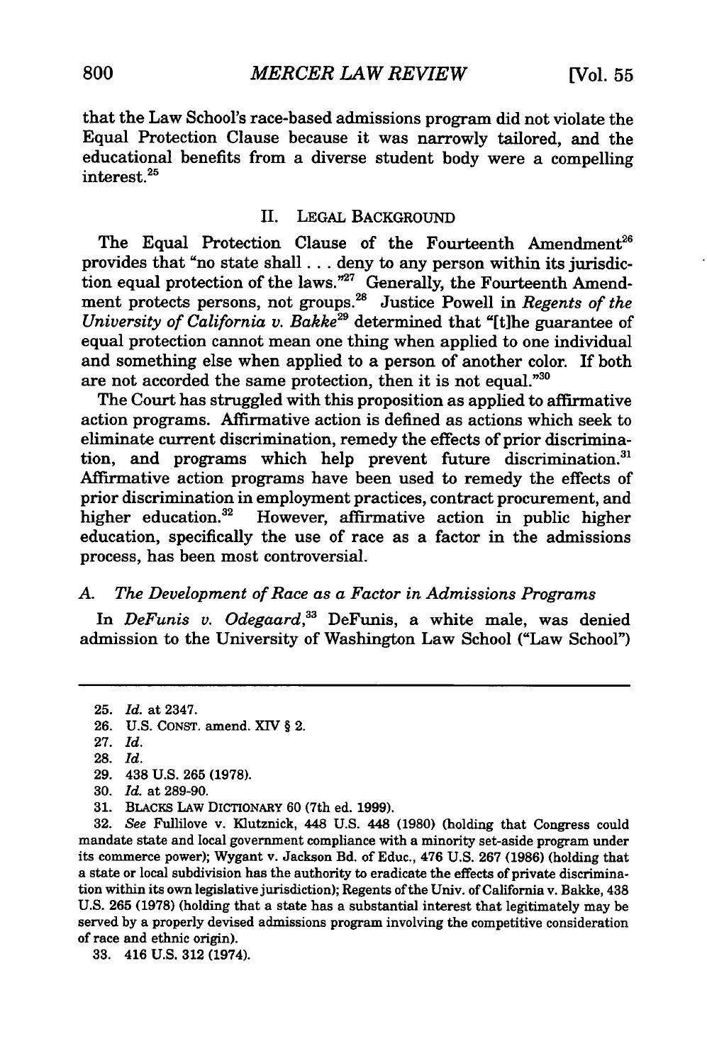that the Law School's race-based admissions program did not violate the Equal Protection Clause because it was narrowly tailored, and the educational benefits from a diverse student body were a compelling interest.[25]

## II. LEGAL BACKGROUND

The Equal Protection Clause of the Fourteenth Amendment[26] provides that "no state shall . . . deny to any person within its jurisdiction equal protection of the laws."[27] Generally, the Fourteenth Amendment protects persons, not groups.[28] Justice Powell in *Regents of the University of California v. Bakke*[29] determined that "[t]he guarantee of equal protection cannot mean one thing when applied to one individual and something else when applied to a person of another color. If both are not accorded the same protection, then it is not equal."[30]

The Court has struggled with this proposition as applied to affirmative action programs. Affirmative action is defined as actions which seek to eliminate current discrimination, remedy the effects of prior discrimination, and programs which help prevent future discrimination.[31] Affirmative action programs have been used to remedy the effects of prior discrimination in employment practices, contract procurement, and higher education.[32] However, affirmative action in public higher education, specifically the use of race as a factor in the admissions process, has been most controversial.

### A. *The Development of Race as a Factor in Admissions Programs*

In *DeFunis v. Odegaard*,[33] DeFunis, a white male, was denied admission to the University of Washington Law School ("Law School")

---

25. *Id.* at 2347.

26. U.S. CONST. amend. XIV § 2.

27. *Id.*

28. *Id.*

29. 438 U.S. 265 (1978).

30. *Id.* at 289-90.

31. BLACKS LAW DICTIONARY 60 (7th ed. 1999).

32. *See* Fullilove v. Klutznick, 448 U.S. 448 (1980) (holding that Congress could mandate state and local government compliance with a minority set-aside program under its commerce power); Wygant v. Jackson Bd. of Educ., 476 U.S. 267 (1986) (holding that a state or local subdivision has the authority to eradicate the effects of private discrimination within its own legislative jurisdiction); Regents of the Univ. of California v. Bakke, 438 U.S. 265 (1978) (holding that a state has a substantial interest that legitimately may be served by a properly devised admissions program involving the competitive consideration of race and ethnic origin).

33. 416 U.S. 312 (1974).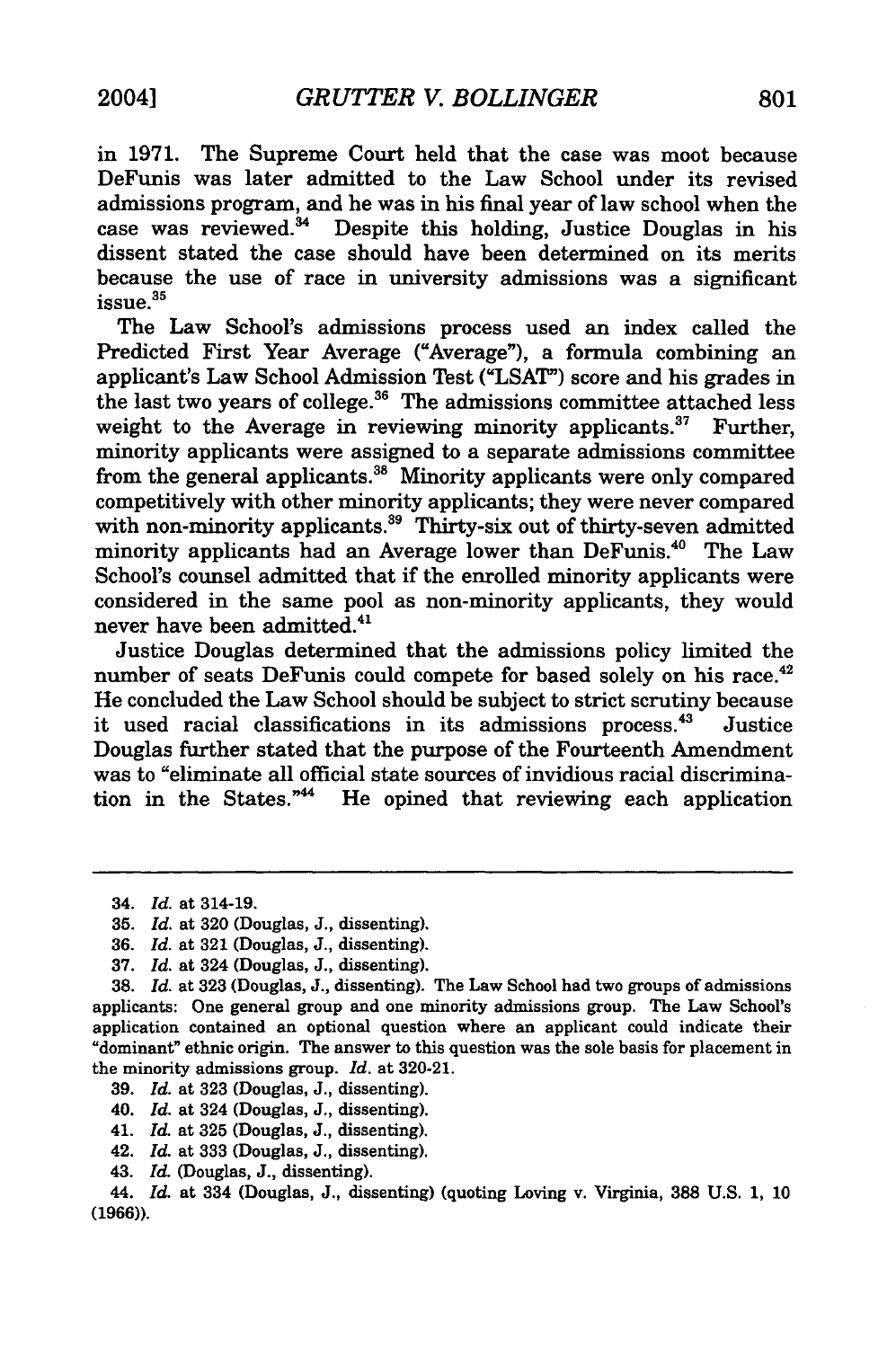in 1971. The Supreme Court held that the case was moot because DeFunis was later admitted to the Law School under its revised admissions program, and he was in his final year of law school when the case was reviewed.[34] Despite this holding, Justice Douglas in his dissent stated the case should have been determined on its merits because the use of race in university admissions was a significant issue.[35]

The Law School's admissions process used an index called the Predicted First Year Average ("Average"), a formula combining an applicant's Law School Admission Test ("LSAT") score and his grades in the last two years of college.[36] The admissions committee attached less weight to the Average in reviewing minority applicants.[37] Further, minority applicants were assigned to a separate admissions committee from the general applicants.[38] Minority applicants were only compared competitively with other minority applicants; they were never compared with non-minority applicants.[39] Thirty-six out of thirty-seven admitted minority applicants had an Average lower than DeFunis.[40] The Law School's counsel admitted that if the enrolled minority applicants were considered in the same pool as non-minority applicants, they would never have been admitted.[41]

Justice Douglas determined that the admissions policy limited the number of seats DeFunis could compete for based solely on his race.[42] He concluded the Law School should be subject to strict scrutiny because it used racial classifications in its admissions process.[43] Justice Douglas further stated that the purpose of the Fourteenth Amendment was to "eliminate all official state sources of invidious racial discrimination in the States."[44] He opined that reviewing each application

---

34. *Id.* at 314-19.

35. *Id.* at 320 (Douglas, J., dissenting).

36. *Id.* at 321 (Douglas, J., dissenting).

37. *Id.* at 324 (Douglas, J., dissenting).

38. *Id.* at 323 (Douglas, J., dissenting). The Law School had two groups of admissions applicants: One general group and one minority admissions group. The Law School's application contained an optional question where an applicant could indicate their "dominant" ethnic origin. The answer to this question was the sole basis for placement in the minority admissions group. *Id.* at 320-21.

39. *Id.* at 323 (Douglas, J., dissenting).

40. *Id.* at 324 (Douglas, J., dissenting).

41. *Id.* at 325 (Douglas, J., dissenting).

42. *Id.* at 333 (Douglas, J., dissenting).

43. *Id.* (Douglas, J., dissenting).

44. *Id.* at 334 (Douglas, J., dissenting) (quoting Loving v. Virginia, 388 U.S. 1, 10 (1966)).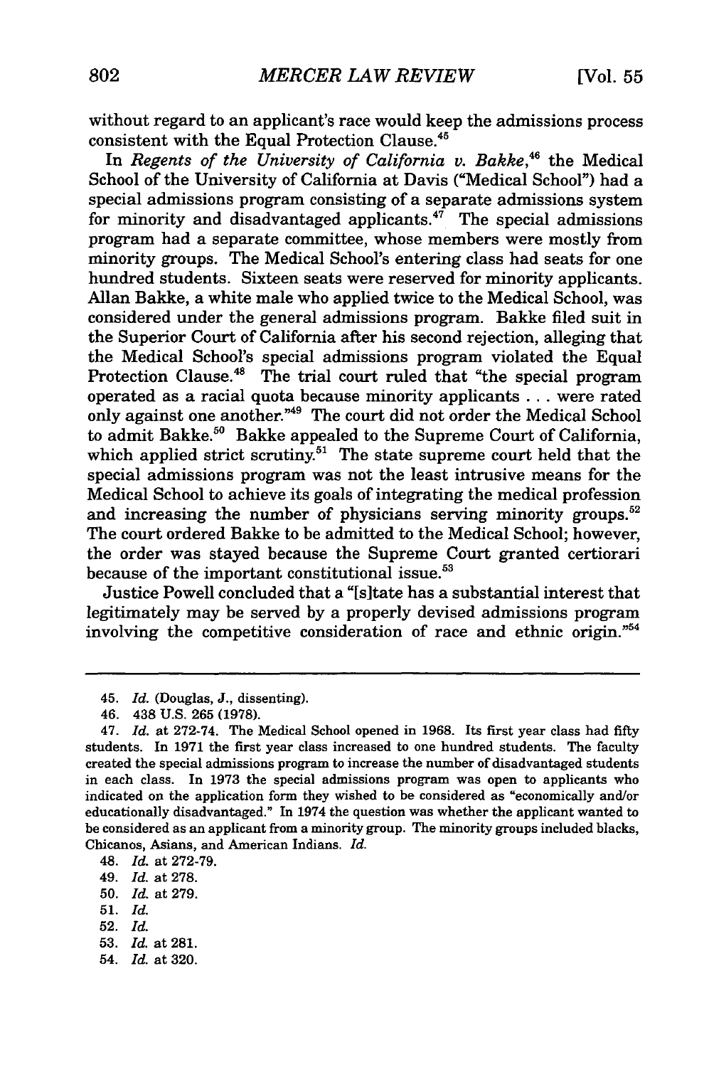without regard to an applicant's race would keep the admissions process consistent with the Equal Protection Clause.[45]

In *Regents of the University of California v. Bakke*,[46] the Medical School of the University of California at Davis ("Medical School") had a special admissions program consisting of a separate admissions system for minority and disadvantaged applicants.[47] The special admissions program had a separate committee, whose members were mostly from minority groups. The Medical School's entering class had seats for one hundred students. Sixteen seats were reserved for minority applicants. Allan Bakke, a white male who applied twice to the Medical School, was considered under the general admissions program. Bakke filed suit in the Superior Court of California after his second rejection, alleging that the Medical School's special admissions program violated the Equal Protection Clause.[48] The trial court ruled that "the special program operated as a racial quota because minority applicants . . . were rated only against one another."[49] The court did not order the Medical School to admit Bakke.[50] Bakke appealed to the Supreme Court of California, which applied strict scrutiny.[51] The state supreme court held that the special admissions program was not the least intrusive means for the Medical School to achieve its goals of integrating the medical profession and increasing the number of physicians serving minority groups.[52] The court ordered Bakke to be admitted to the Medical School; however, the order was stayed because the Supreme Court granted certiorari because of the important constitutional issue.[53]

Justice Powell concluded that a "[s]tate has a substantial interest that legitimately may be served by a properly devised admissions program involving the competitive consideration of race and ethnic origin."[54]

---

45. *Id.* (Douglas, J., dissenting).

46. 438 U.S. 265 (1978).

47. *Id.* at 272-74. The Medical School opened in 1968. Its first year class had fifty students. In 1971 the first year class increased to one hundred students. The faculty created the special admissions program to increase the number of disadvantaged students in each class. In 1973 the special admissions program was open to applicants who indicated on the application form they wished to be considered as "economically and/or educationally disadvantaged." In 1974 the question was whether the applicant wanted to be considered as an applicant from a minority group. The minority groups included blacks, Chicanos, Asians, and American Indians. *Id.*

48. *Id.* at 272-79.

49. *Id.* at 278.

50. *Id.* at 279.

51. *Id.*

52. *Id.*

53. *Id.* at 281.

54. *Id.* at 320.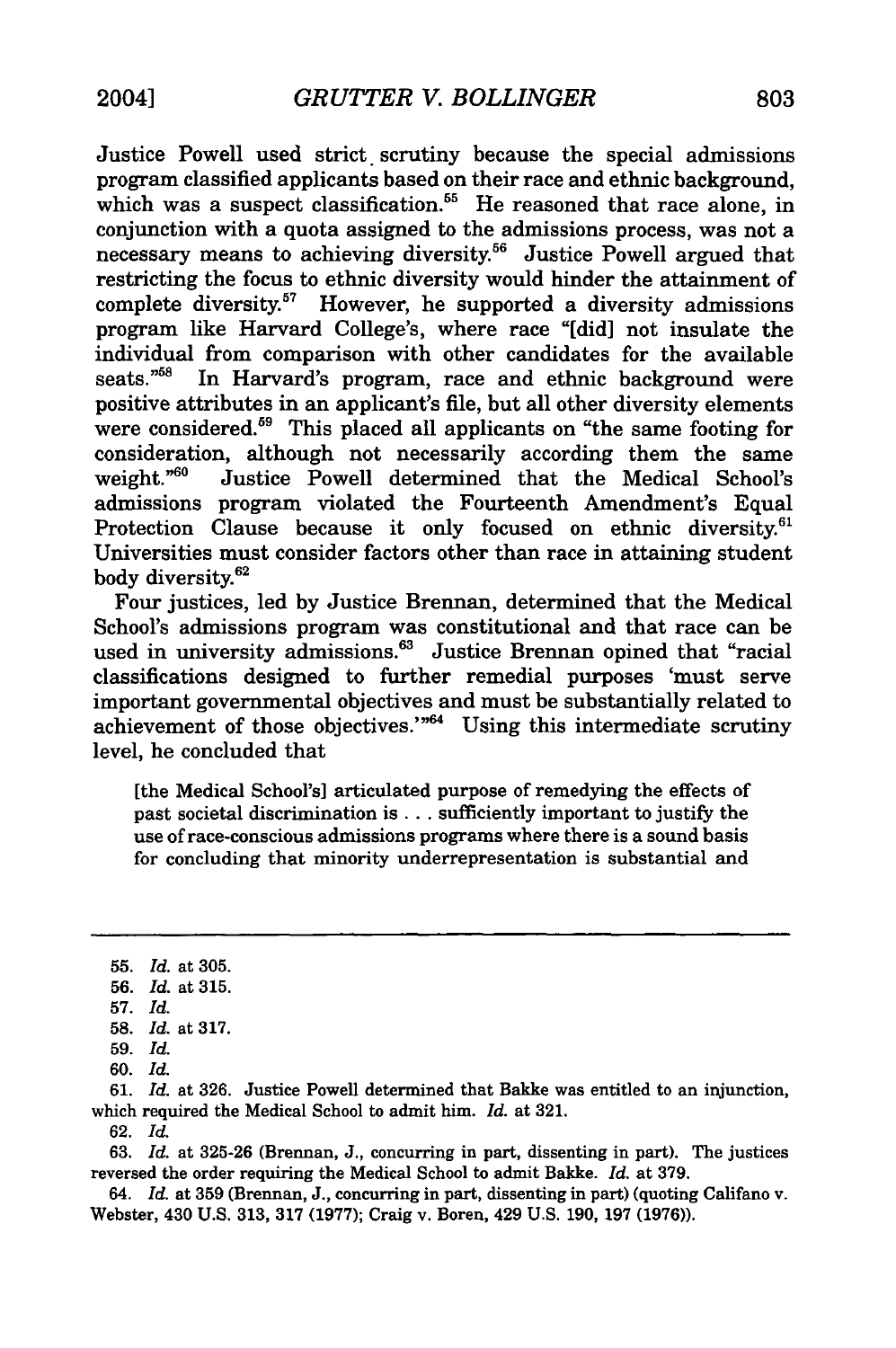Justice Powell used strict scrutiny because the special admissions program classified applicants based on their race and ethnic background, which was a suspect classification.[55] He reasoned that race alone, in conjunction with a quota assigned to the admissions process, was not a necessary means to achieving diversity.[56] Justice Powell argued that restricting the focus to ethnic diversity would hinder the attainment of complete diversity.[57] However, he supported a diversity admissions program like Harvard College's, where race "[did] not insulate the individual from comparison with other candidates for the available seats."[58] In Harvard's program, race and ethnic background were positive attributes in an applicant's file, but all other diversity elements were considered.[59] This placed all applicants on "the same footing for consideration, although not necessarily according them the same weight."[60] Justice Powell determined that the Medical School's admissions program violated the Fourteenth Amendment's Equal Protection Clause because it only focused on ethnic diversity.[61] Universities must consider factors other than race in attaining student body diversity.[62]

Four justices, led by Justice Brennan, determined that the Medical School's admissions program was constitutional and that race can be used in university admissions.[63] Justice Brennan opined that "racial classifications designed to further remedial purposes 'must serve important governmental objectives and must be substantially related to achievement of those objectives.'"[64] Using this intermediate scrutiny level, he concluded that

> [the Medical School's] articulated purpose of remedying the effects of past societal discrimination is . . . sufficiently important to justify the use of race-conscious admissions programs where there is a sound basis for concluding that minority underrepresentation is substantial and

---

55. *Id.* at 305.
56. *Id.* at 315.
57. *Id.*
58. *Id.* at 317.
59. *Id.*
60. *Id.*
61. *Id.* at 326. Justice Powell determined that Bakke was entitled to an injunction, which required the Medical School to admit him. *Id.* at 321.
62. *Id.*
63. *Id.* at 325-26 (Brennan, J., concurring in part, dissenting in part). The justices reversed the order requiring the Medical School to admit Bakke. *Id.* at 379.
64. *Id.* at 359 (Brennan, J., concurring in part, dissenting in part) (quoting Califano v. Webster, 430 U.S. 313, 317 (1977); Craig v. Boren, 429 U.S. 190, 197 (1976)).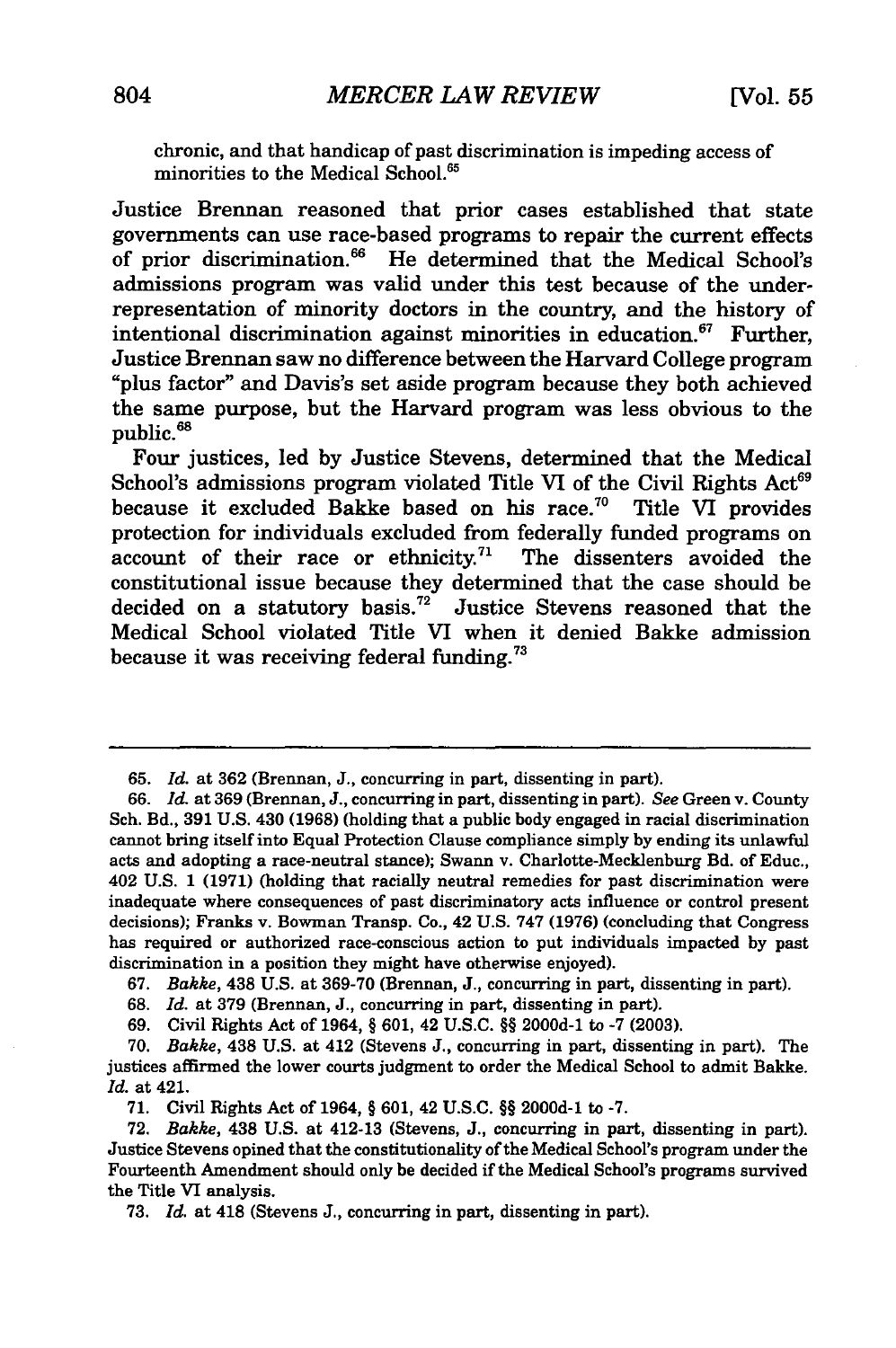chronic, and that handicap of past discrimination is impeding access of minorities to the Medical School.[65]

Justice Brennan reasoned that prior cases established that state governments can use race-based programs to repair the current effects of prior discrimination.[66] He determined that the Medical School's admissions program was valid under this test because of the under-representation of minority doctors in the country, and the history of intentional discrimination against minorities in education.[67] Further, Justice Brennan saw no difference between the Harvard College program "plus factor" and Davis's set aside program because they both achieved the same purpose, but the Harvard program was less obvious to the public.[68]

Four justices, led by Justice Stevens, determined that the Medical School's admissions program violated Title VI of the Civil Rights Act[69] because it excluded Bakke based on his race.[70] Title VI provides protection for individuals excluded from federally funded programs on account of their race or ethnicity.[71] The dissenters avoided the constitutional issue because they determined that the case should be decided on a statutory basis.[72] Justice Stevens reasoned that the Medical School violated Title VI when it denied Bakke admission because it was receiving federal funding.[73]

---

65. *Id.* at 362 (Brennan, J., concurring in part, dissenting in part).

66. *Id.* at 369 (Brennan, J., concurring in part, dissenting in part). *See* Green v. County Sch. Bd., 391 U.S. 430 (1968) (holding that a public body engaged in racial discrimination cannot bring itself into Equal Protection Clause compliance simply by ending its unlawful acts and adopting a race-neutral stance); Swann v. Charlotte-Mecklenburg Bd. of Educ., 402 U.S. 1 (1971) (holding that racially neutral remedies for past discrimination were inadequate where consequences of past discriminatory acts influence or control present decisions); Franks v. Bowman Transp. Co., 42 U.S. 747 (1976) (concluding that Congress has required or authorized race-conscious action to put individuals impacted by past discrimination in a position they might have otherwise enjoyed).

67. *Bakke*, 438 U.S. at 369-70 (Brennan, J., concurring in part, dissenting in part).

68. *Id.* at 379 (Brennan, J., concurring in part, dissenting in part).

69. Civil Rights Act of 1964, § 601, 42 U.S.C. §§ 2000d-1 to -7 (2003).

70. *Bakke*, 438 U.S. at 412 (Stevens J., concurring in part, dissenting in part). The justices affirmed the lower courts judgment to order the Medical School to admit Bakke. *Id.* at 421.

71. Civil Rights Act of 1964, § 601, 42 U.S.C. §§ 2000d-1 to -7.

72. *Bakke*, 438 U.S. at 412-13 (Stevens, J., concurring in part, dissenting in part). Justice Stevens opined that the constitutionality of the Medical School's program under the Fourteenth Amendment should only be decided if the Medical School's programs survived the Title VI analysis.

73. *Id.* at 418 (Stevens J., concurring in part, dissenting in part).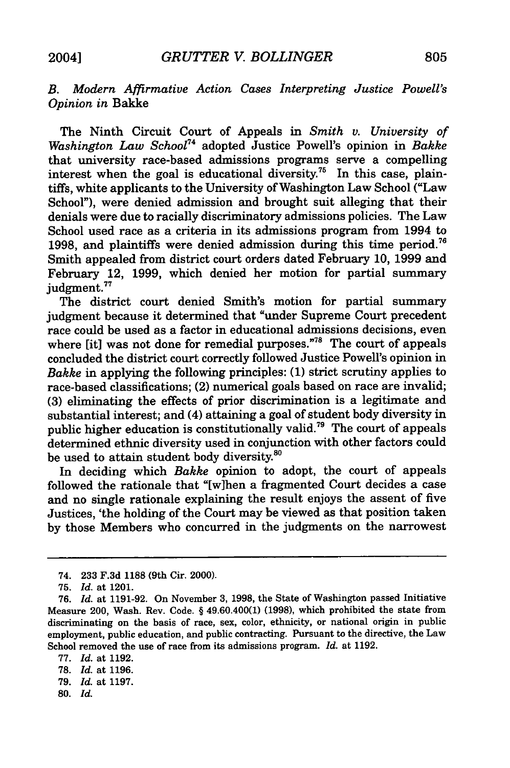### B. Modern Affirmative Action Cases Interpreting Justice Powell's Opinion in Bakke

The Ninth Circuit Court of Appeals in *Smith v. University of Washington Law School*[74] adopted Justice Powell's opinion in *Bakke* that university race-based admissions programs serve a compelling interest when the goal is educational diversity.[75] In this case, plaintiffs, white applicants to the University of Washington Law School ("Law School"), were denied admission and brought suit alleging that their denials were due to racially discriminatory admissions policies. The Law School used race as a criteria in its admissions program from 1994 to 1998, and plaintiffs were denied admission during this time period.[76] Smith appealed from district court orders dated February 10, 1999 and February 12, 1999, which denied her motion for partial summary judgment.[77]

The district court denied Smith's motion for partial summary judgment because it determined that "under Supreme Court precedent race could be used as a factor in educational admissions decisions, even where [it] was not done for remedial purposes."[78] The court of appeals concluded the district court correctly followed Justice Powell's opinion in *Bakke* in applying the following principles: (1) strict scrutiny applies to race-based classifications; (2) numerical goals based on race are invalid; (3) eliminating the effects of prior discrimination is a legitimate and substantial interest; and (4) attaining a goal of student body diversity in public higher education is constitutionally valid.[79] The court of appeals determined ethnic diversity used in conjunction with other factors could be used to attain student body diversity.[80]

In deciding which *Bakke* opinion to adopt, the court of appeals followed the rationale that "[w]hen a fragmented Court decides a case and no single rationale explaining the result enjoys the assent of five Justices, 'the holding of the Court may be viewed as that position taken by those Members who concurred in the judgments on the narrowest

---

74. 233 F.3d 1188 (9th Cir. 2000).

75. *Id.* at 1201.

76. *Id.* at 1191-92. On November 3, 1998, the State of Washington passed Initiative Measure 200, Wash. Rev. Code. § 49.60.400(1) (1998), which prohibited the state from discriminating on the basis of race, sex, color, ethnicity, or national origin in public employment, public education, and public contracting. Pursuant to the directive, the Law School removed the use of race from its admissions program. *Id.* at 1192.

77. *Id.* at 1192.

78. *Id.* at 1196.

79. *Id.* at 1197.

80. *Id.*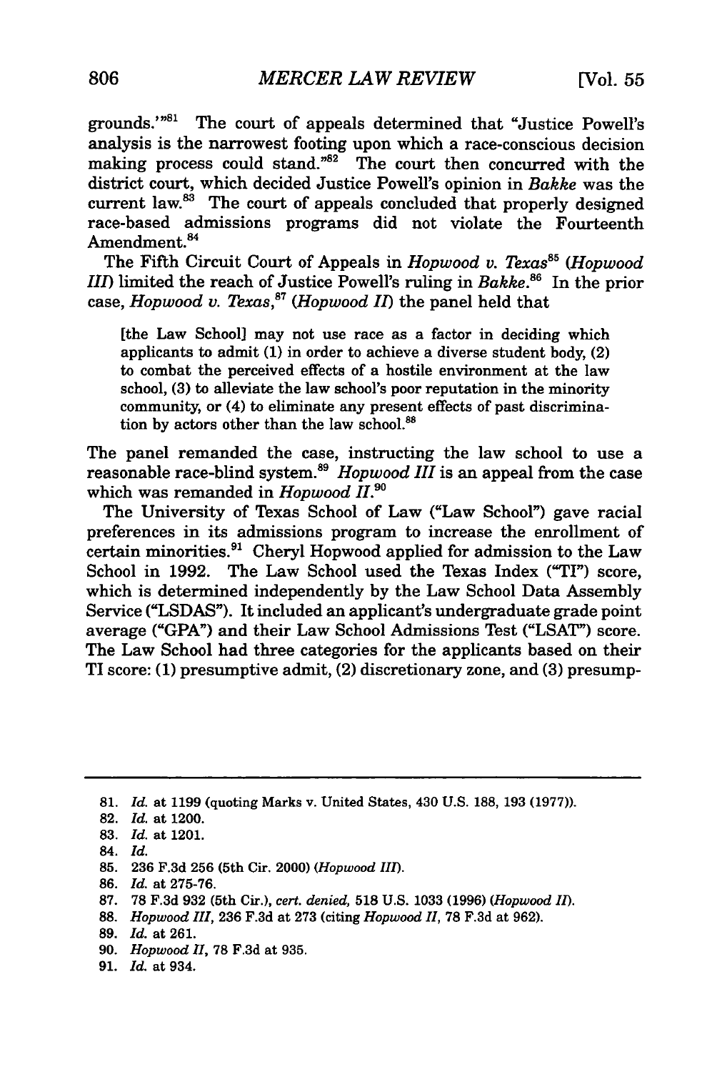grounds.'"[81] The court of appeals determined that "Justice Powell's analysis is the narrowest footing upon which a race-conscious decision making process could stand."[82] The court then concurred with the district court, which decided Justice Powell's opinion in *Bakke* was the current law.[83] The court of appeals concluded that properly designed race-based admissions programs did not violate the Fourteenth Amendment.[84]

The Fifth Circuit Court of Appeals in *Hopwood v. Texas*[85] (*Hopwood III*) limited the reach of Justice Powell's ruling in *Bakke*.[86] In the prior case, *Hopwood v. Texas*,[87] (*Hopwood II*) the panel held that

> [the Law School] may not use race as a factor in deciding which applicants to admit (1) in order to achieve a diverse student body, (2) to combat the perceived effects of a hostile environment at the law school, (3) to alleviate the law school's poor reputation in the minority community, or (4) to eliminate any present effects of past discrimination by actors other than the law school.[88]

The panel remanded the case, instructing the law school to use a reasonable race-blind system.[89] *Hopwood III* is an appeal from the case which was remanded in *Hopwood II*.[90]

The University of Texas School of Law ("Law School") gave racial preferences in its admissions program to increase the enrollment of certain minorities.[91] Cheryl Hopwood applied for admission to the Law School in 1992. The Law School used the Texas Index ("TI") score, which is determined independently by the Law School Data Assembly Service ("LSDAS"). It included an applicant's undergraduate grade point average ("GPA") and their Law School Admissions Test ("LSAT") score. The Law School had three categories for the applicants based on their TI score: (1) presumptive admit, (2) discretionary zone, and (3) presump-

---

81. *Id.* at 1199 (quoting Marks v. United States, 430 U.S. 188, 193 (1977)).
82. *Id.* at 1200.
83. *Id.* at 1201.
84. *Id.*
85. 236 F.3d 256 (5th Cir. 2000) (*Hopwood III*).
86. *Id.* at 275-76.
87. 78 F.3d 932 (5th Cir.), *cert. denied,* 518 U.S. 1033 (1996) (*Hopwood II*).
88. *Hopwood III*, 236 F.3d at 273 (citing *Hopwood II*, 78 F.3d at 962).
89. *Id.* at 261.
90. *Hopwood II*, 78 F.3d at 935.
91. *Id.* at 934.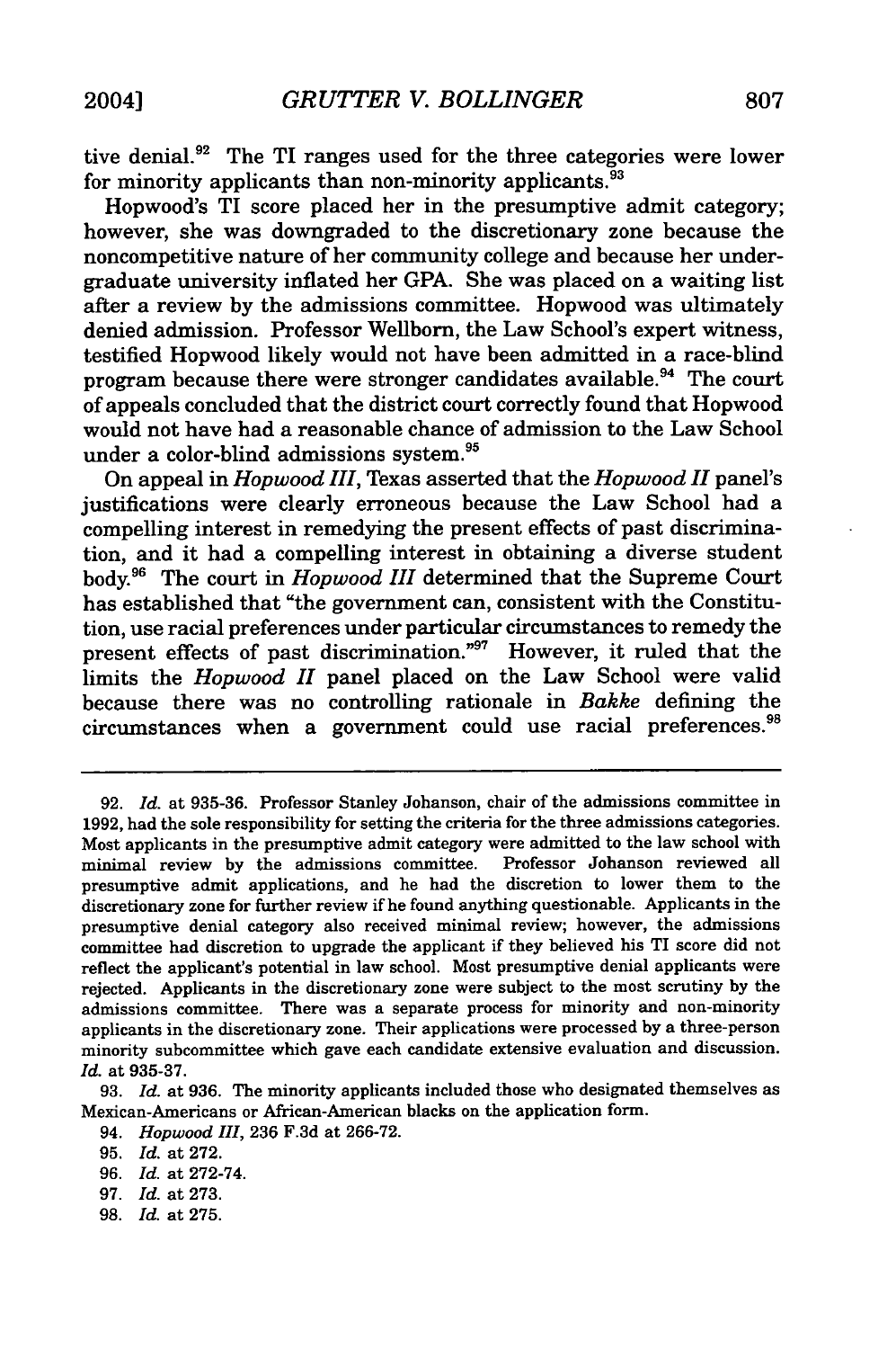tive denial.[92] The TI ranges used for the three categories were lower for minority applicants than non-minority applicants.[93]

Hopwood's TI score placed her in the presumptive admit category; however, she was downgraded to the discretionary zone because the noncompetitive nature of her community college and because her undergraduate university inflated her GPA. She was placed on a waiting list after a review by the admissions committee. Hopwood was ultimately denied admission. Professor Wellborn, the Law School's expert witness, testified Hopwood likely would not have been admitted in a race-blind program because there were stronger candidates available.[94] The court of appeals concluded that the district court correctly found that Hopwood would not have had a reasonable chance of admission to the Law School under a color-blind admissions system.[95]

On appeal in *Hopwood III*, Texas asserted that the *Hopwood II* panel's justifications were clearly erroneous because the Law School had a compelling interest in remedying the present effects of past discrimination, and it had a compelling interest in obtaining a diverse student body.[96] The court in *Hopwood III* determined that the Supreme Court has established that "the government can, consistent with the Constitution, use racial preferences under particular circumstances to remedy the present effects of past discrimination."[97] However, it ruled that the limits the *Hopwood II* panel placed on the Law School were valid because there was no controlling rationale in *Bakke* defining the circumstances when a government could use racial preferences.[98]

---

92. *Id.* at 935-36. Professor Stanley Johanson, chair of the admissions committee in 1992, had the sole responsibility for setting the criteria for the three admissions categories. Most applicants in the presumptive admit category were admitted to the law school with minimal review by the admissions committee. Professor Johanson reviewed all presumptive admit applications, and he had the discretion to lower them to the discretionary zone for further review if he found anything questionable. Applicants in the presumptive denial category also received minimal review; however, the admissions committee had discretion to upgrade the applicant if they believed his TI score did not reflect the applicant's potential in law school. Most presumptive denial applicants were rejected. Applicants in the discretionary zone were subject to the most scrutiny by the admissions committee. There was a separate process for minority and non-minority applicants in the discretionary zone. Their applications were processed by a three-person minority subcommittee which gave each candidate extensive evaluation and discussion. *Id.* at 935-37.

93. *Id.* at 936. The minority applicants included those who designated themselves as Mexican-Americans or African-American blacks on the application form.

94. *Hopwood III*, 236 F.3d at 266-72.

95. *Id.* at 272.

96. *Id.* at 272-74.

97. *Id.* at 273.

98. *Id.* at 275.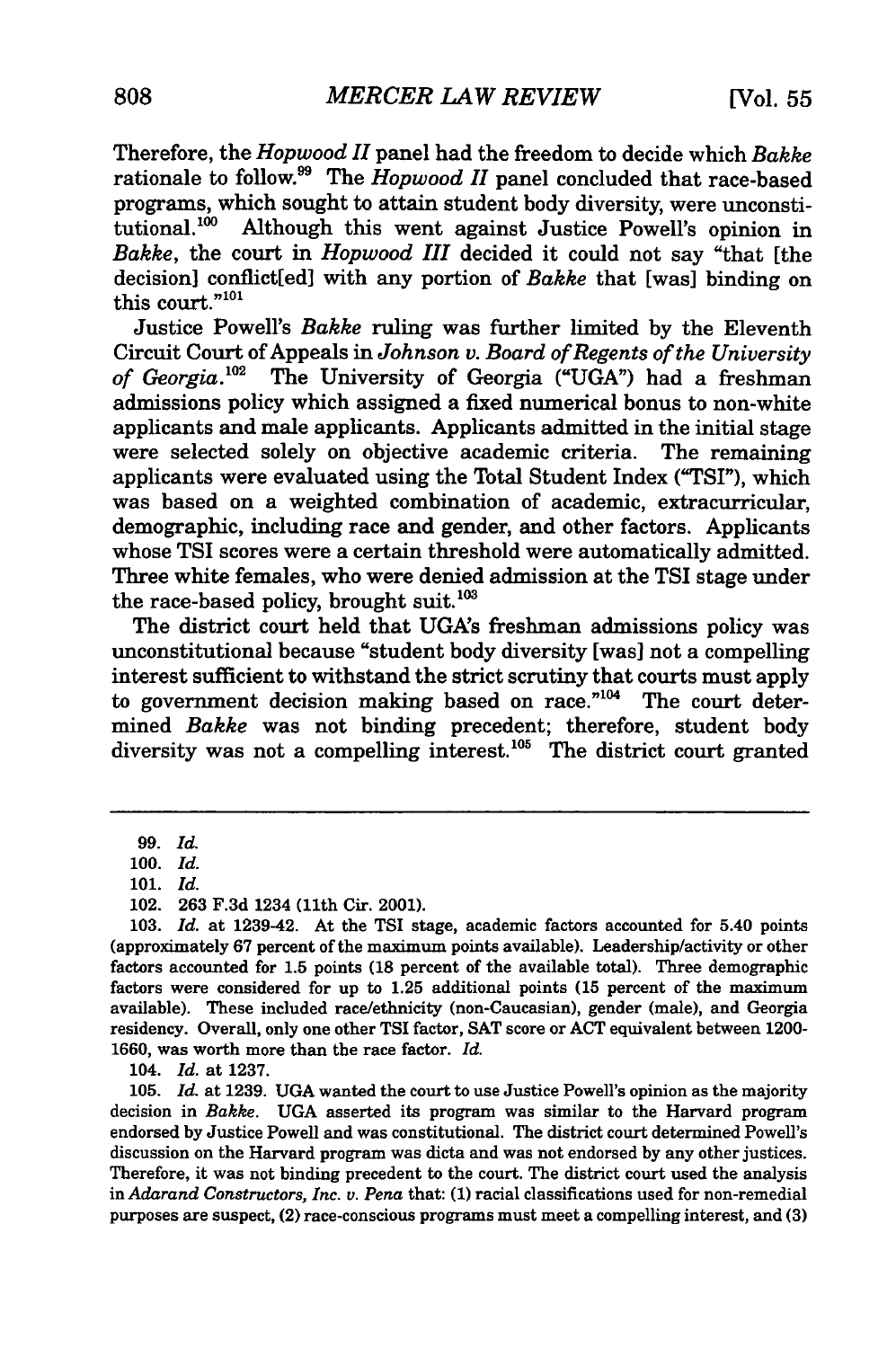Therefore, the *Hopwood II* panel had the freedom to decide which *Bakke* rationale to follow.[99] The *Hopwood II* panel concluded that race-based programs, which sought to attain student body diversity, were unconstitutional.[100] Although this went against Justice Powell's opinion in *Bakke*, the court in *Hopwood III* decided it could not say "that [the decision] conflict[ed] with any portion of *Bakke* that [was] binding on this court."[101]

Justice Powell's *Bakke* ruling was further limited by the Eleventh Circuit Court of Appeals in *Johnson v. Board of Regents of the University of Georgia*.[102] The University of Georgia ("UGA") had a freshman admissions policy which assigned a fixed numerical bonus to non-white applicants and male applicants. Applicants admitted in the initial stage were selected solely on objective academic criteria. The remaining applicants were evaluated using the Total Student Index ("TSI"), which was based on a weighted combination of academic, extracurricular, demographic, including race and gender, and other factors. Applicants whose TSI scores were a certain threshold were automatically admitted. Three white females, who were denied admission at the TSI stage under the race-based policy, brought suit.[103]

The district court held that UGA's freshman admissions policy was unconstitutional because "student body diversity [was] not a compelling interest sufficient to withstand the strict scrutiny that courts must apply to government decision making based on race."[104] The court determined *Bakke* was not binding precedent; therefore, student body diversity was not a compelling interest.[105] The district court granted

---

99. *Id.*

100. *Id.*

101. *Id.*

102. 263 F.3d 1234 (11th Cir. 2001).

103. *Id.* at 1239-42. At the TSI stage, academic factors accounted for 5.40 points (approximately 67 percent of the maximum points available). Leadership/activity or other factors accounted for 1.5 points (18 percent of the available total). Three demographic factors were considered for up to 1.25 additional points (15 percent of the maximum available). These included race/ethnicity (non-Caucasian), gender (male), and Georgia residency. Overall, only one other TSI factor, SAT score or ACT equivalent between 1200-1660, was worth more than the race factor. *Id.*

104. *Id.* at 1237.

105. *Id.* at 1239. UGA wanted the court to use Justice Powell's opinion as the majority decision in *Bakke*. UGA asserted its program was similar to the Harvard program endorsed by Justice Powell and was constitutional. The district court determined Powell's discussion on the Harvard program was dicta and was not endorsed by any other justices. Therefore, it was not binding precedent to the court. The district court used the analysis in *Adarand Constructors, Inc. v. Pena* that: (1) racial classifications used for non-remedial purposes are suspect, (2) race-conscious programs must meet a compelling interest, and (3)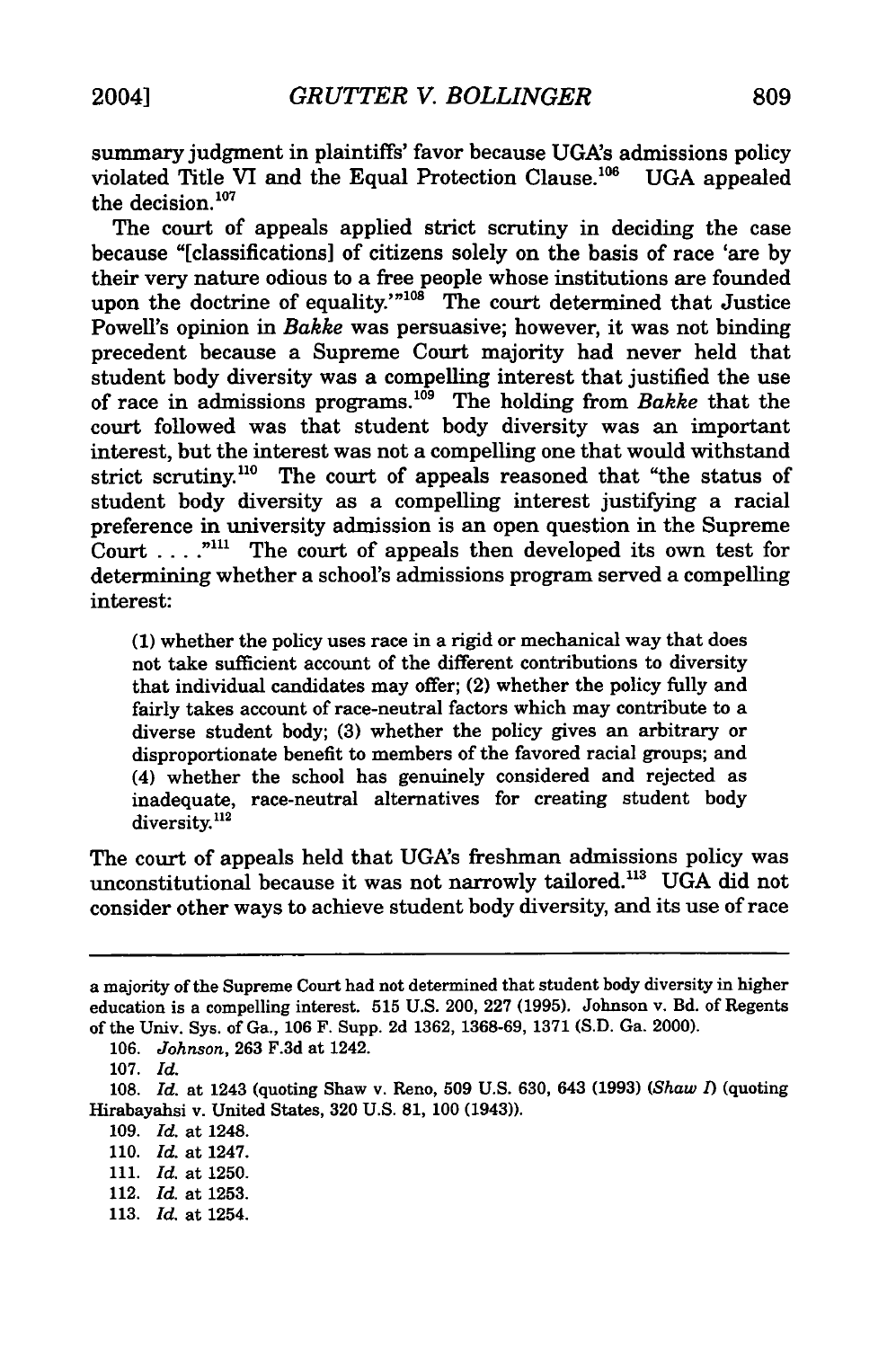summary judgment in plaintiffs' favor because UGA's admissions policy violated Title VI and the Equal Protection Clause.[106] UGA appealed the decision.[107]

The court of appeals applied strict scrutiny in deciding the case because "[classifications] of citizens solely on the basis of race 'are by their very nature odious to a free people whose institutions are founded upon the doctrine of equality.'"[108] The court determined that Justice Powell's opinion in *Bakke* was persuasive; however, it was not binding precedent because a Supreme Court majority had never held that student body diversity was a compelling interest that justified the use of race in admissions programs.[109] The holding from *Bakke* that the court followed was that student body diversity was an important interest, but the interest was not a compelling one that would withstand strict scrutiny.[110] The court of appeals reasoned that "the status of student body diversity as a compelling interest justifying a racial preference in university admission is an open question in the Supreme Court . . . ."[111] The court of appeals then developed its own test for determining whether a school's admissions program served a compelling interest:

> (1) whether the policy uses race in a rigid or mechanical way that does not take sufficient account of the different contributions to diversity that individual candidates may offer; (2) whether the policy fully and fairly takes account of race-neutral factors which may contribute to a diverse student body; (3) whether the policy gives an arbitrary or disproportionate benefit to members of the favored racial groups; and (4) whether the school has genuinely considered and rejected as inadequate, race-neutral alternatives for creating student body diversity.[112]

The court of appeals held that UGA's freshman admissions policy was unconstitutional because it was not narrowly tailored.[113] UGA did not consider other ways to achieve student body diversity, and its use of race

---

a majority of the Supreme Court had not determined that student body diversity in higher education is a compelling interest. 515 U.S. 200, 227 (1995). Johnson v. Bd. of Regents of the Univ. Sys. of Ga., 106 F. Supp. 2d 1362, 1368-69, 1371 (S.D. Ga. 2000).

106. *Johnson*, 263 F.3d at 1242.

107. *Id.*

108. *Id.* at 1243 (quoting Shaw v. Reno, 509 U.S. 630, 643 (1993) (*Shaw I*) (quoting Hirabayahsi v. United States, 320 U.S. 81, 100 (1943)).

109. *Id.* at 1248.

110. *Id.* at 1247.

111. *Id.* at 1250.

112. *Id.* at 1253.

113. *Id.* at 1254.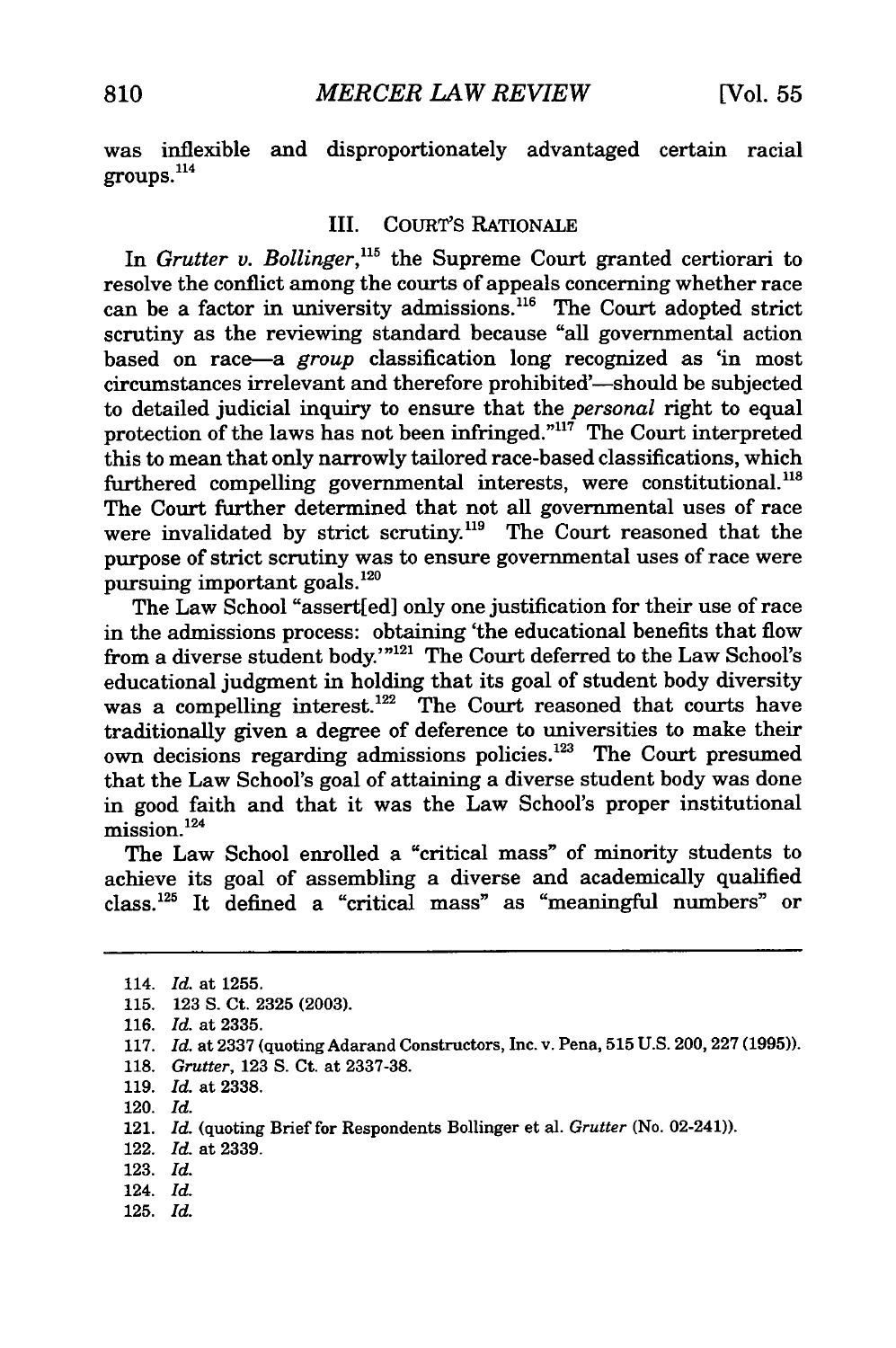was inflexible and disproportionately advantaged certain racial groups.[114]

## III. COURT'S RATIONALE

In *Grutter v. Bollinger*,[115] the Supreme Court granted certiorari to resolve the conflict among the courts of appeals concerning whether race can be a factor in university admissions.[116] The Court adopted strict scrutiny as the reviewing standard because "all governmental action based on race—a *group* classification long recognized as 'in most circumstances irrelevant and therefore prohibited'—should be subjected to detailed judicial inquiry to ensure that the *personal* right to equal protection of the laws has not been infringed."[117] The Court interpreted this to mean that only narrowly tailored race-based classifications, which furthered compelling governmental interests, were constitutional.[118] The Court further determined that not all governmental uses of race were invalidated by strict scrutiny.[119] The Court reasoned that the purpose of strict scrutiny was to ensure governmental uses of race were pursuing important goals.[120]

The Law School "assert[ed] only one justification for their use of race in the admissions process: obtaining 'the educational benefits that flow from a diverse student body.'"[121] The Court deferred to the Law School's educational judgment in holding that its goal of student body diversity was a compelling interest.[122] The Court reasoned that courts have traditionally given a degree of deference to universities to make their own decisions regarding admissions policies.[123] The Court presumed that the Law School's goal of attaining a diverse student body was done in good faith and that it was the Law School's proper institutional mission.[124]

The Law School enrolled a "critical mass" of minority students to achieve its goal of assembling a diverse and academically qualified class.[125] It defined a "critical mass" as "meaningful numbers" or

---

114. *Id.* at 1255.

115. 123 S. Ct. 2325 (2003).

116. *Id.* at 2335.

117. *Id.* at 2337 (quoting Adarand Constructors, Inc. v. Pena, 515 U.S. 200, 227 (1995)).

118. *Grutter*, 123 S. Ct. at 2337-38.

119. *Id.* at 2338.

120. *Id.*

121. *Id.* (quoting Brief for Respondents Bollinger et al. *Grutter* (No. 02-241)).

122. *Id.* at 2339.

123. *Id.*

124. *Id.*

125. *Id.*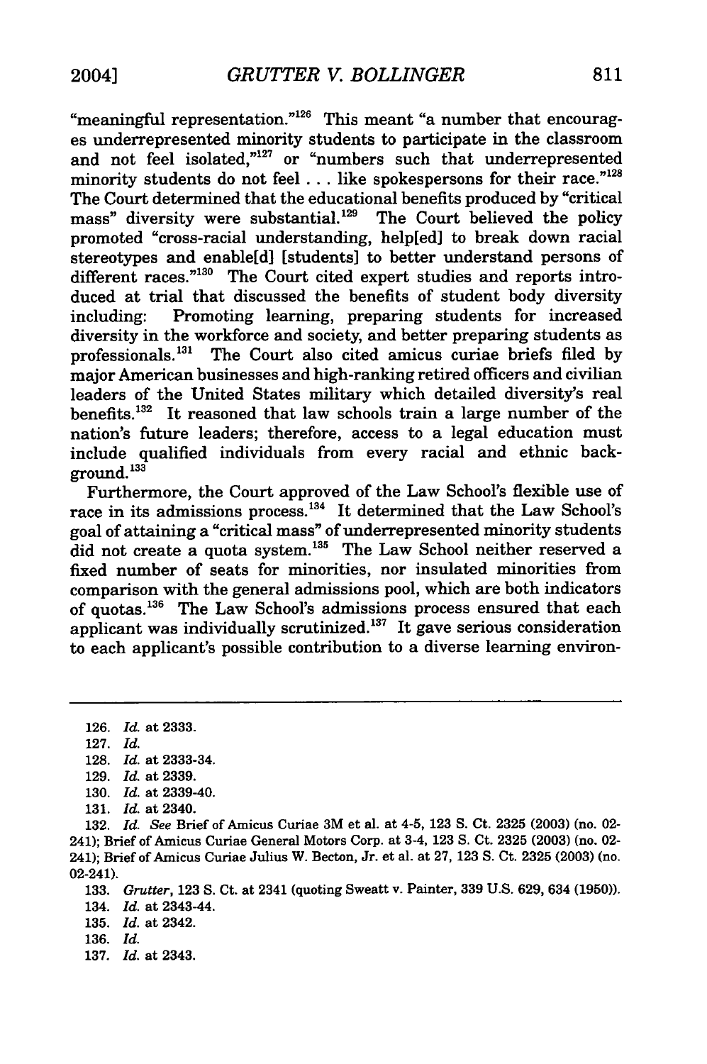"meaningful representation."[126] This meant "a number that encourages underrepresented minority students to participate in the classroom and not feel isolated,"[127] or "numbers such that underrepresented minority students do not feel . . . like spokespersons for their race."[128] The Court determined that the educational benefits produced by "critical mass" diversity were substantial.[129] The Court believed the policy promoted "cross-racial understanding, help[ed] to break down racial stereotypes and enable[d] [students] to better understand persons of different races."[130] The Court cited expert studies and reports introduced at trial that discussed the benefits of student body diversity including: Promoting learning, preparing students for increased diversity in the workforce and society, and better preparing students as professionals.[131] The Court also cited amicus curiae briefs filed by major American businesses and high-ranking retired officers and civilian leaders of the United States military which detailed diversity's real benefits.[132] It reasoned that law schools train a large number of the nation's future leaders; therefore, access to a legal education must include qualified individuals from every racial and ethnic background.[133]

Furthermore, the Court approved of the Law School's flexible use of race in its admissions process.[134] It determined that the Law School's goal of attaining a "critical mass" of underrepresented minority students did not create a quota system.[135] The Law School neither reserved a fixed number of seats for minorities, nor insulated minorities from comparison with the general admissions pool, which are both indicators of quotas.[136] The Law School's admissions process ensured that each applicant was individually scrutinized.[137] It gave serious consideration to each applicant's possible contribution to a diverse learning environ-

---

126. *Id.* at 2333.

127. *Id.*

128. *Id.* at 2333-34.

129. *Id.* at 2339.

130. *Id.* at 2339-40.

131. *Id.* at 2340.

132. *Id. See* Brief of Amicus Curiae 3M et al. at 4-5, 123 S. Ct. 2325 (2003) (no. 02-241); Brief of Amicus Curiae General Motors Corp. at 3-4, 123 S. Ct. 2325 (2003) (no. 02-241); Brief of Amicus Curiae Julius W. Becton, Jr. et al. at 27, 123 S. Ct. 2325 (2003) (no. 02-241).

133. *Grutter*, 123 S. Ct. at 2341 (quoting Sweatt v. Painter, 339 U.S. 629, 634 (1950)).

134. *Id.* at 2343-44.

135. *Id.* at 2342.

136. *Id.*

137. *Id.* at 2343.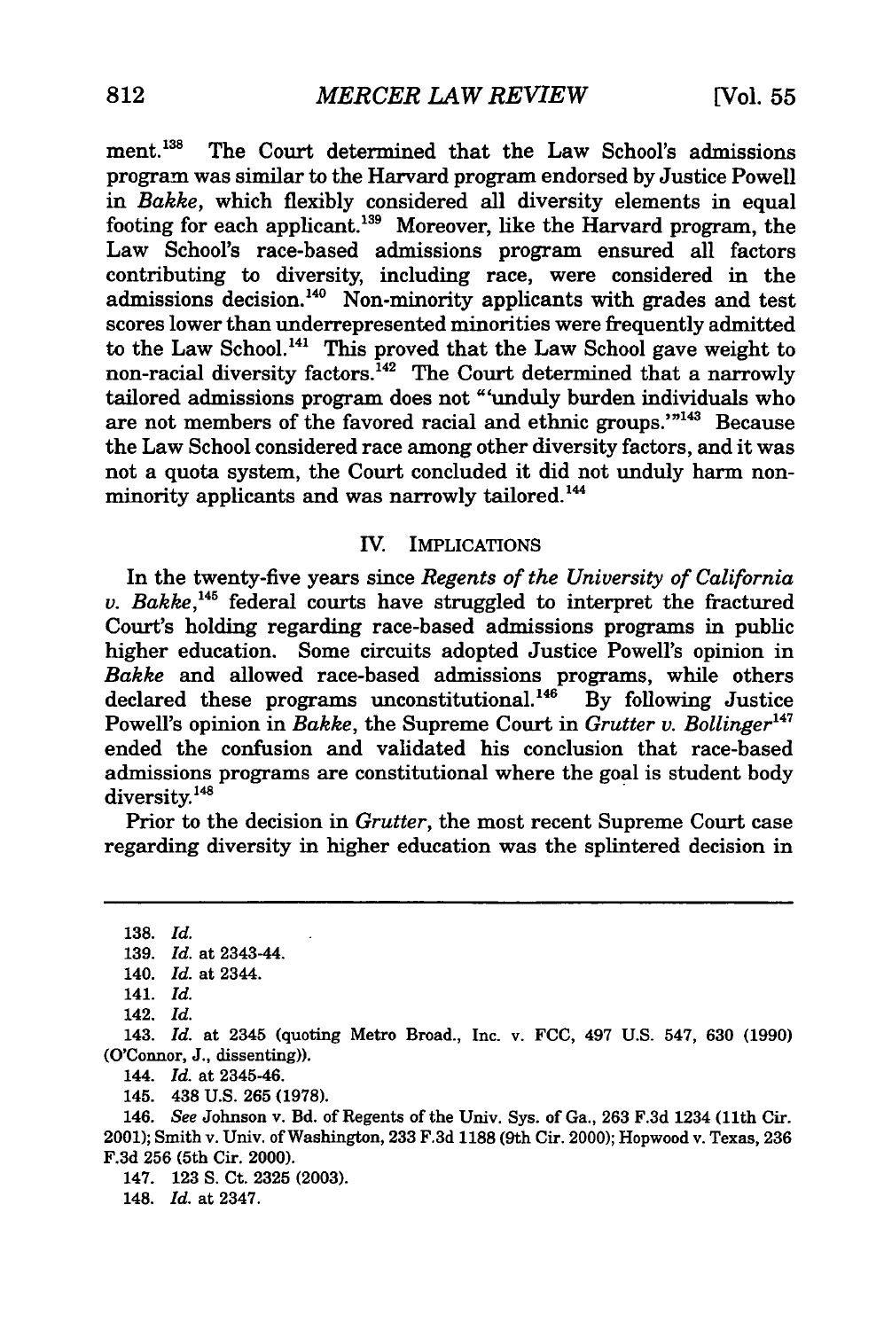ment.[138] The Court determined that the Law School's admissions program was similar to the Harvard program endorsed by Justice Powell in *Bakke*, which flexibly considered all diversity elements in equal footing for each applicant.[139] Moreover, like the Harvard program, the Law School's race-based admissions program ensured all factors contributing to diversity, including race, were considered in the admissions decision.[140] Non-minority applicants with grades and test scores lower than underrepresented minorities were frequently admitted to the Law School.[141] This proved that the Law School gave weight to non-racial diversity factors.[142] The Court determined that a narrowly tailored admissions program does not "'unduly burden individuals who are not members of the favored racial and ethnic groups.'"[143] Because the Law School considered race among other diversity factors, and it was not a quota system, the Court concluded it did not unduly harm non-minority applicants and was narrowly tailored.[144]

## IV. IMPLICATIONS

In the twenty-five years since *Regents of the University of California v. Bakke*,[145] federal courts have struggled to interpret the fractured Court's holding regarding race-based admissions programs in public higher education. Some circuits adopted Justice Powell's opinion in *Bakke* and allowed race-based admissions programs, while others declared these programs unconstitutional.[146] By following Justice Powell's opinion in *Bakke*, the Supreme Court in *Grutter v. Bollinger*[147] ended the confusion and validated his conclusion that race-based admissions programs are constitutional where the goal is student body diversity.[148]

Prior to the decision in *Grutter*, the most recent Supreme Court case regarding diversity in higher education was the splintered decision in

---

138. *Id.*

139. *Id.* at 2343-44.

140. *Id.* at 2344.

141. *Id.*

142. *Id.*

143. *Id.* at 2345 (quoting Metro Broad., Inc. v. FCC, 497 U.S. 547, 630 (1990) (O'Connor, J., dissenting)).

144. *Id.* at 2345-46.

145. 438 U.S. 265 (1978).

146. *See* Johnson v. Bd. of Regents of the Univ. Sys. of Ga., 263 F.3d 1234 (11th Cir. 2001); Smith v. Univ. of Washington, 233 F.3d 1188 (9th Cir. 2000); Hopwood v. Texas, 236 F.3d 256 (5th Cir. 2000).

147. 123 S. Ct. 2325 (2003).

148. *Id.* at 2347.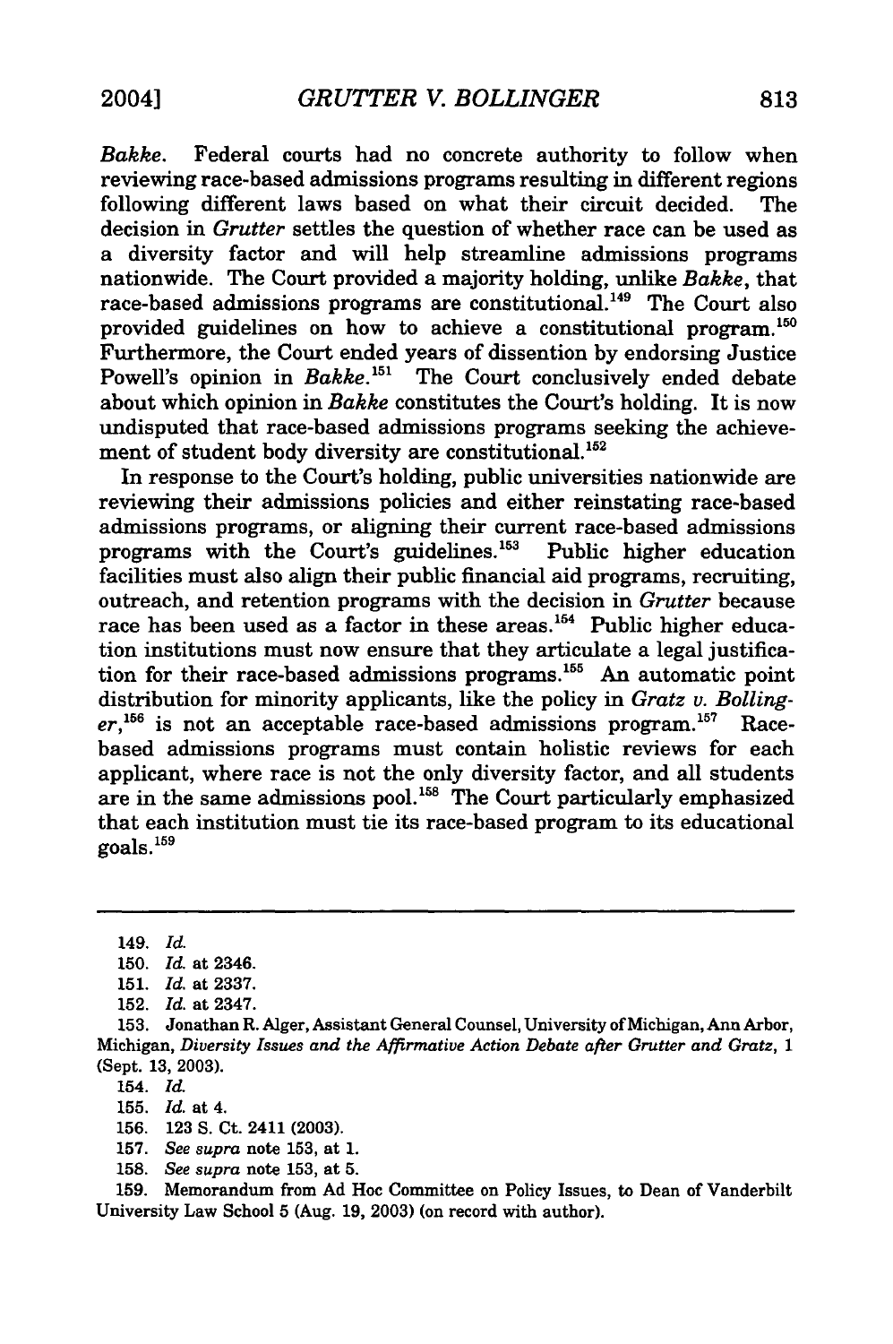*Bakke*. Federal courts had no concrete authority to follow when reviewing race-based admissions programs resulting in different regions following different laws based on what their circuit decided. The decision in *Grutter* settles the question of whether race can be used as a diversity factor and will help streamline admissions programs nationwide. The Court provided a majority holding, unlike *Bakke*, that race-based admissions programs are constitutional.[149] The Court also provided guidelines on how to achieve a constitutional program.[150] Furthermore, the Court ended years of dissention by endorsing Justice Powell's opinion in *Bakke*.[151] The Court conclusively ended debate about which opinion in *Bakke* constitutes the Court's holding. It is now undisputed that race-based admissions programs seeking the achievement of student body diversity are constitutional.[152]

In response to the Court's holding, public universities nationwide are reviewing their admissions policies and either reinstating race-based admissions programs, or aligning their current race-based admissions programs with the Court's guidelines.[153] Public higher education facilities must also align their public financial aid programs, recruiting, outreach, and retention programs with the decision in *Grutter* because race has been used as a factor in these areas.[154] Public higher education institutions must now ensure that they articulate a legal justification for their race-based admissions programs.[155] An automatic point distribution for minority applicants, like the policy in *Gratz v. Bollinger*,[156] is not an acceptable race-based admissions program.[157] Race-based admissions programs must contain holistic reviews for each applicant, where race is not the only diversity factor, and all students are in the same admissions pool.[158] The Court particularly emphasized that each institution must tie its race-based program to its educational goals.[159]

---

149. *Id.*

150. *Id.* at 2346.

151. *Id.* at 2337.

152. *Id.* at 2347.

153. Jonathan R. Alger, Assistant General Counsel, University of Michigan, Ann Arbor, Michigan, *Diversity Issues and the Affirmative Action Debate after Grutter and Gratz*, 1 (Sept. 13, 2003).

154. *Id.*

155. *Id.* at 4.

156. 123 S. Ct. 2411 (2003).

157. *See supra* note 153, at 1.

158. *See supra* note 153, at 5.

159. Memorandum from Ad Hoc Committee on Policy Issues, to Dean of Vanderbilt University Law School 5 (Aug. 19, 2003) (on record with author).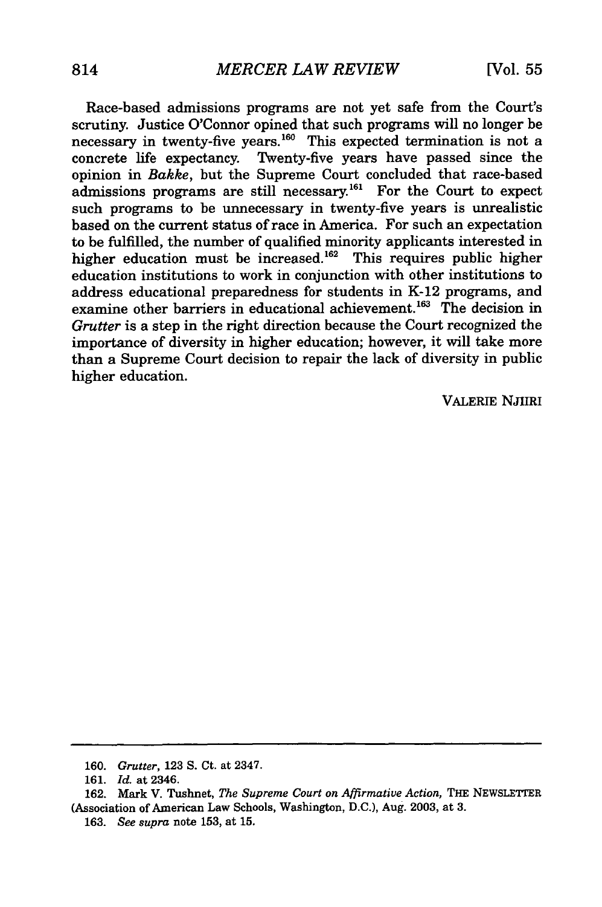Race-based admissions programs are not yet safe from the Court's scrutiny. Justice O'Connor opined that such programs will no longer be necessary in twenty-five years.[160] This expected termination is not a concrete life expectancy. Twenty-five years have passed since the opinion in *Bakke*, but the Supreme Court concluded that race-based admissions programs are still necessary.[161] For the Court to expect such programs to be unnecessary in twenty-five years is unrealistic based on the current status of race in America. For such an expectation to be fulfilled, the number of qualified minority applicants interested in higher education must be increased.[162] This requires public higher education institutions to work in conjunction with other institutions to address educational preparedness for students in K-12 programs, and examine other barriers in educational achievement.[163] The decision in *Grutter* is a step in the right direction because the Court recognized the importance of diversity in higher education; however, it will take more than a Supreme Court decision to repair the lack of diversity in public higher education.

VALERIE NJIIRI

---

160. *Grutter*, 123 S. Ct. at 2347.

161. *Id.* at 2346.

162. Mark V. Tushnet, *The Supreme Court on Affirmative Action,* THE NEWSLETTER (Association of American Law Schools, Washington, D.C.), Aug. 2003, at 3.

163. *See supra* note 153, at 15.